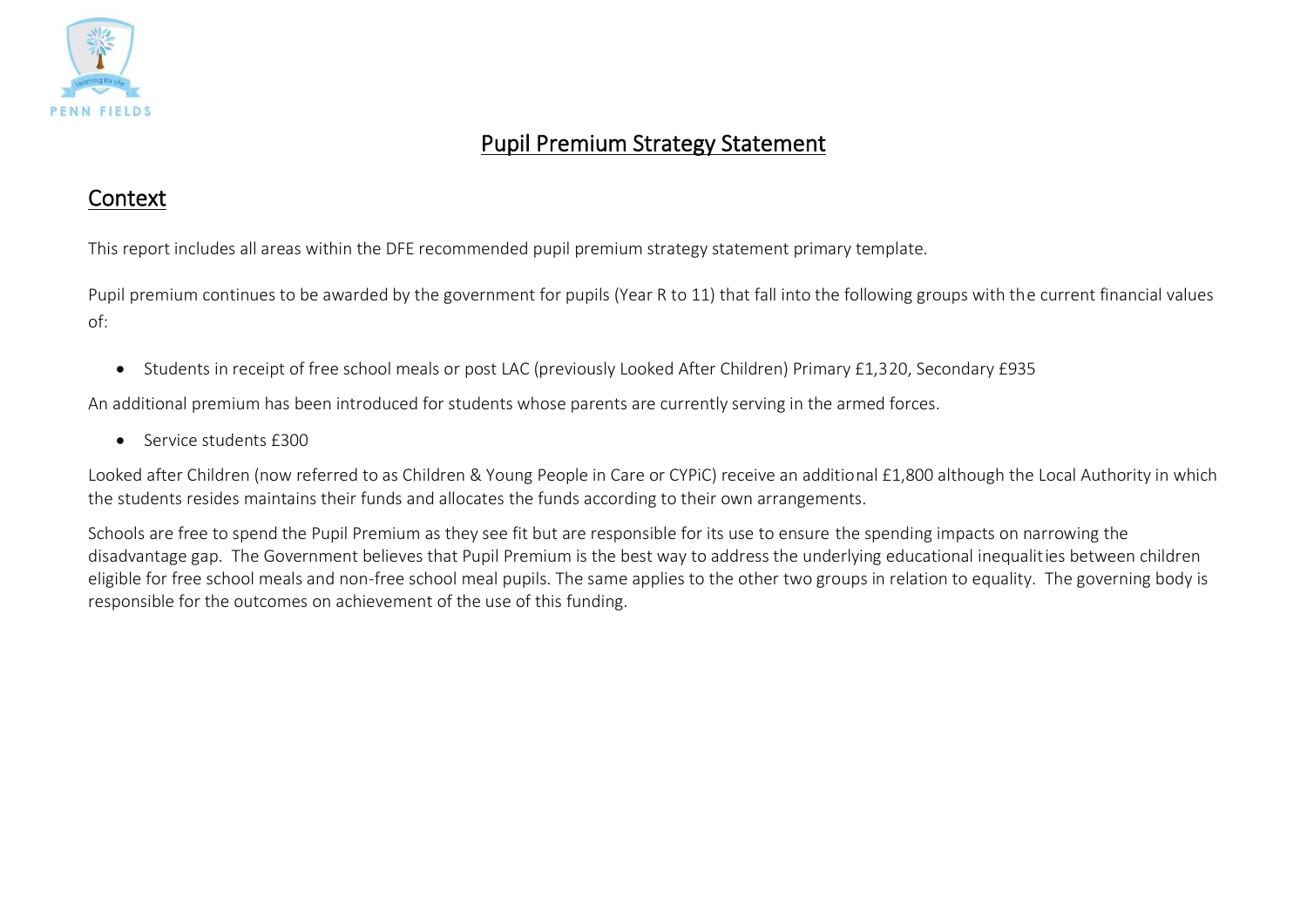# Pupil Premium Strategy Statement

## Context

This report includes all areas within the DFE recommended pupil premium strategy statement primary template.

Pupil premium continues to be awarded by the government for pupils (Year R to 11) that fall into the following groups with the current financial values of:

- Students in receipt of free school meals or post LAC (previously Looked After Children) Primary £1,320, Secondary £935

An additional premium has been introduced for students whose parents are currently serving in the armed forces.

- Service students £300

Looked after Children (now referred to as Children & Young People in Care or CYPiC) receive an additional £1,800 although the Local Authority in which the students resides maintains their funds and allocates the funds according to their own arrangements.

Schools are free to spend the Pupil Premium as they see fit but are responsible for its use to ensure the spending impacts on narrowing the disadvantage gap. The Government believes that Pupil Premium is the best way to address the underlying educational inequalities between children eligible for free school meals and non-free school meal pupils. The same applies to the other two groups in relation to equality. The governing body is responsible for the outcomes on achievement of the use of this funding.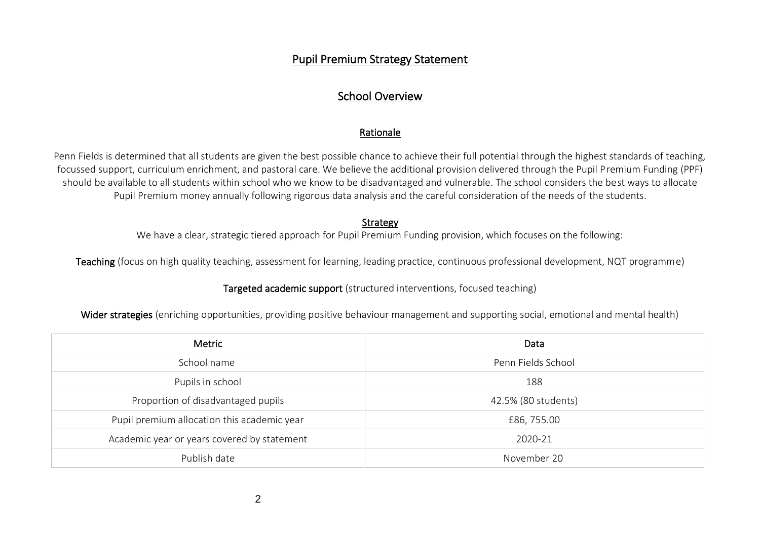# Pupil Premium Strategy Statement

## School Overview

### Rationale

Penn Fields is determined that all students are given the best possible chance to achieve their full potential through the highest standards of teaching, focussed support, curriculum enrichment, and pastoral care. We believe the additional provision delivered through the Pupil Premium Funding (PPF) should be available to all students within school who we know to be disadvantaged and vulnerable. The school considers the best ways to allocate Pupil Premium money annually following rigorous data analysis and the careful consideration of the needs of the students.

### Strategy

We have a clear, strategic tiered approach for Pupil Premium Funding provision, which focuses on the following:

**Teaching** (focus on high quality teaching, assessment for learning, leading practice, continuous professional development, NQT programme)

**Targeted academic support** (structured interventions, focused teaching)

**Wider strategies** (enriching opportunities, providing positive behaviour management and supporting social, emotional and mental health)

| Metric | Data |
|---|---|
| School name | Penn Fields School |
| Pupils in school | 188 |
| Proportion of disadvantaged pupils | 42.5% (80 students) |
| Pupil premium allocation this academic year | £86, 755.00 |
| Academic year or years covered by statement | 2020-21 |
| Publish date | November 20 |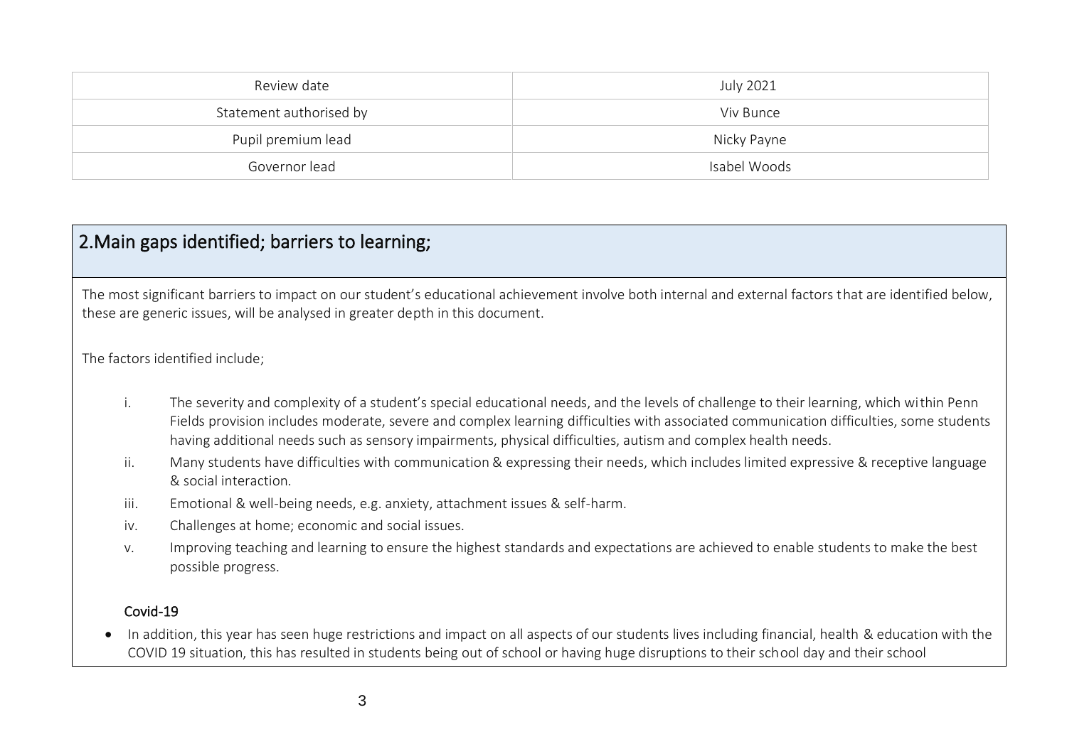| Review date | July 2021 |
| --- | --- |
| Statement authorised by | Viv Bunce |
| Pupil premium lead | Nicky Payne |
| Governor lead | Isabel Woods |

## 2.Main gaps identified; barriers to learning;

The most significant barriers to impact on our student's educational achievement involve both internal and external factors that are identified below, these are generic issues, will be analysed in greater depth in this document.

The factors identified include;

i. The severity and complexity of a student's special educational needs, and the levels of challenge to their learning, which within Penn Fields provision includes moderate, severe and complex learning difficulties with associated communication difficulties, some students having additional needs such as sensory impairments, physical difficulties, autism and complex health needs.
ii. Many students have difficulties with communication & expressing their needs, which includes limited expressive & receptive language & social interaction.
iii. Emotional & well-being needs, e.g. anxiety, attachment issues & self-harm.
iv. Challenges at home; economic and social issues.
v. Improving teaching and learning to ensure the highest standards and expectations are achieved to enable students to make the best possible progress.

**Covid-19**

- In addition, this year has seen huge restrictions and impact on all aspects of our students lives including financial, health & education with the COVID 19 situation, this has resulted in students being out of school or having huge disruptions to their school day and their school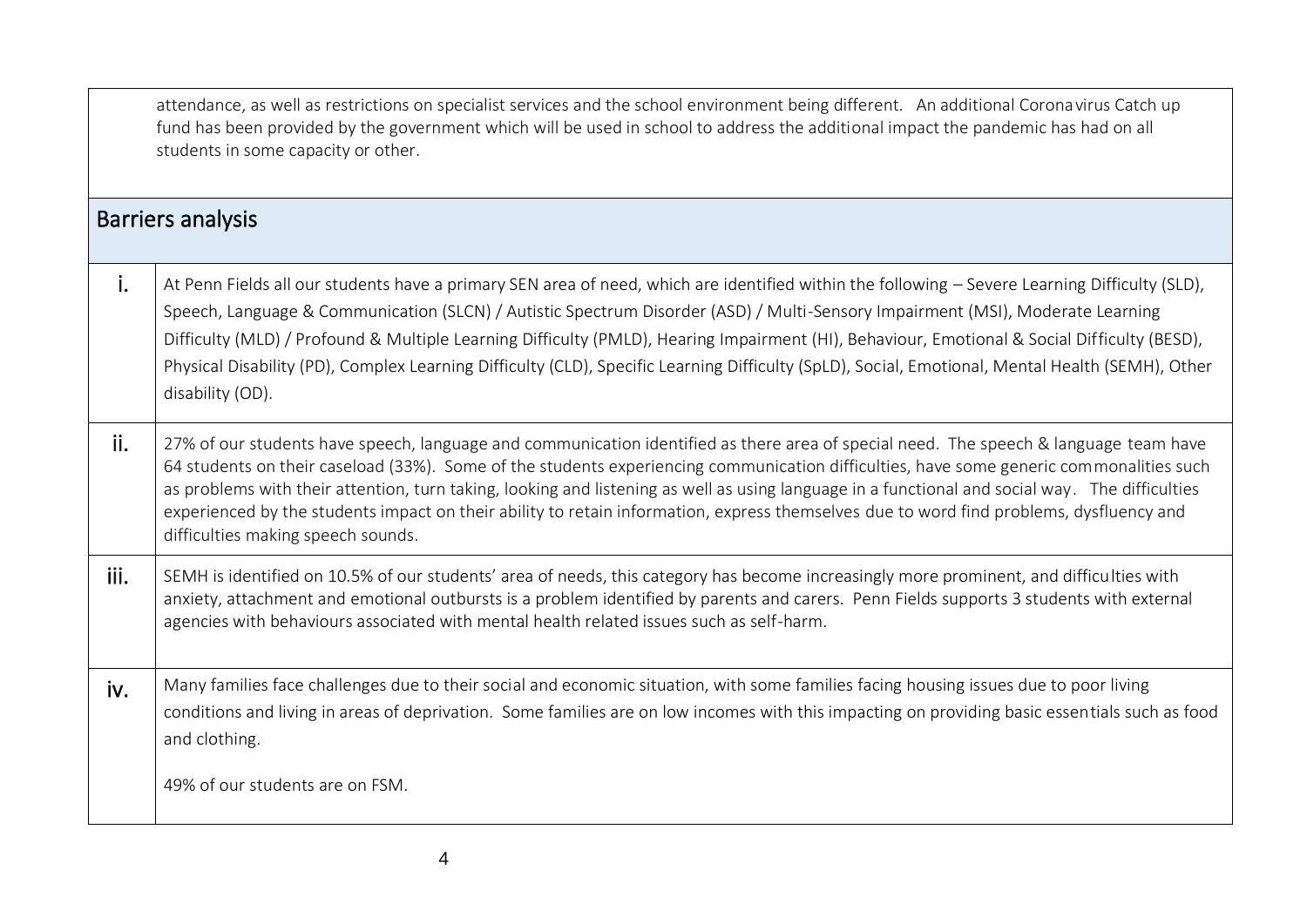attendance, as well as restrictions on specialist services and the school environment being different. An additional Coronavirus Catch up fund has been provided by the government which will be used in school to address the additional impact the pandemic has had on all students in some capacity or other.

## Barriers analysis

| | |
|---|---|
| i. | At Penn Fields all our students have a primary SEN area of need, which are identified within the following – Severe Learning Difficulty (SLD), Speech, Language & Communication (SLCN) / Autistic Spectrum Disorder (ASD) / Multi-Sensory Impairment (MSI), Moderate Learning Difficulty (MLD) / Profound & Multiple Learning Difficulty (PMLD), Hearing Impairment (HI), Behaviour, Emotional & Social Difficulty (BESD), Physical Disability (PD), Complex Learning Difficulty (CLD), Specific Learning Difficulty (SpLD), Social, Emotional, Mental Health (SEMH), Other disability (OD). |
| ii. | 27% of our students have speech, language and communication identified as there area of special need. The speech & language team have 64 students on their caseload (33%). Some of the students experiencing communication difficulties, have some generic commonalities such as problems with their attention, turn taking, looking and listening as well as using language in a functional and social way. The difficulties experienced by the students impact on their ability to retain information, express themselves due to word find problems, dysfluency and difficulties making speech sounds. |
| iii. | SEMH is identified on 10.5% of our students' area of needs, this category has become increasingly more prominent, and difficulties with anxiety, attachment and emotional outbursts is a problem identified by parents and carers. Penn Fields supports 3 students with external agencies with behaviours associated with mental health related issues such as self-harm. |
| iv. | Many families face challenges due to their social and economic situation, with some families facing housing issues due to poor living conditions and living in areas of deprivation. Some families are on low incomes with this impacting on providing basic essentials such as food and clothing.<br><br>49% of our students are on FSM. |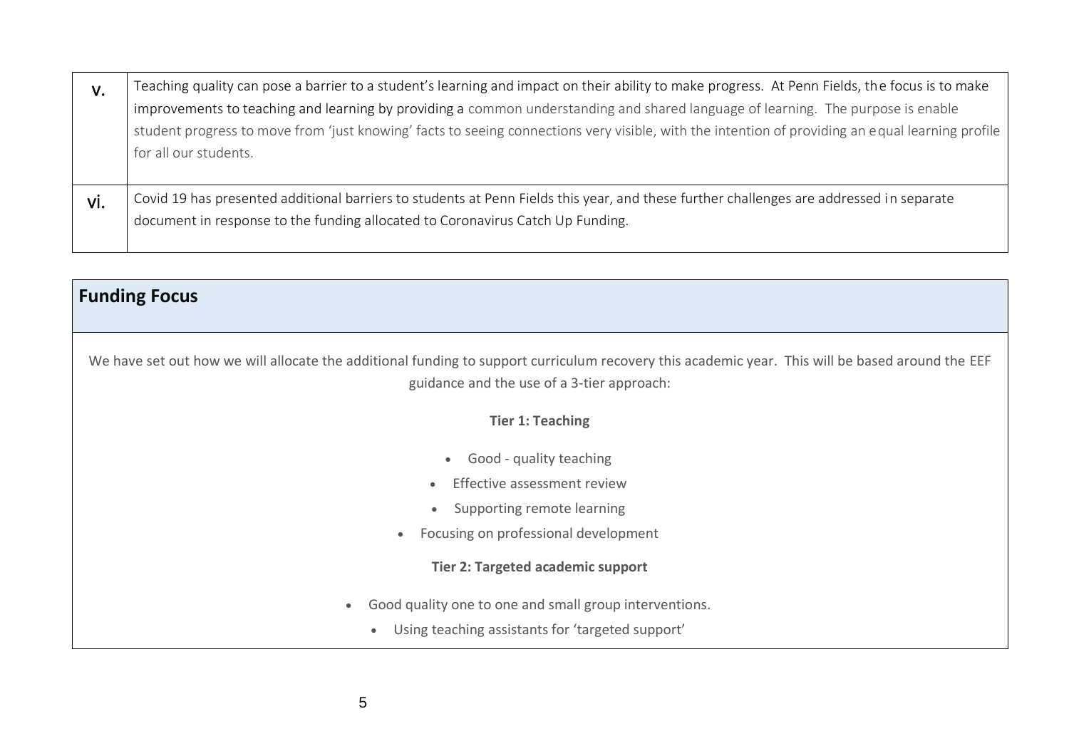| | |
|---|---|
| v. | Teaching quality can pose a barrier to a student's learning and impact on their ability to make progress. At Penn Fields, the focus is to make improvements to teaching and learning by providing a common understanding and shared language of learning. The purpose is enable student progress to move from 'just knowing' facts to seeing connections very visible, with the intention of providing an equal learning profile for all our students. |
| vi. | Covid 19 has presented additional barriers to students at Penn Fields this year, and these further challenges are addressed in separate document in response to the funding allocated to Coronavirus Catch Up Funding. |

## Funding Focus

We have set out how we will allocate the additional funding to support curriculum recovery this academic year. This will be based around the EEF guidance and the use of a 3-tier approach:

**Tier 1: Teaching**

- Good - quality teaching
- Effective assessment review
- Supporting remote learning
- Focusing on professional development

**Tier 2: Targeted academic support**

- Good quality one to one and small group interventions.
- Using teaching assistants for 'targeted support'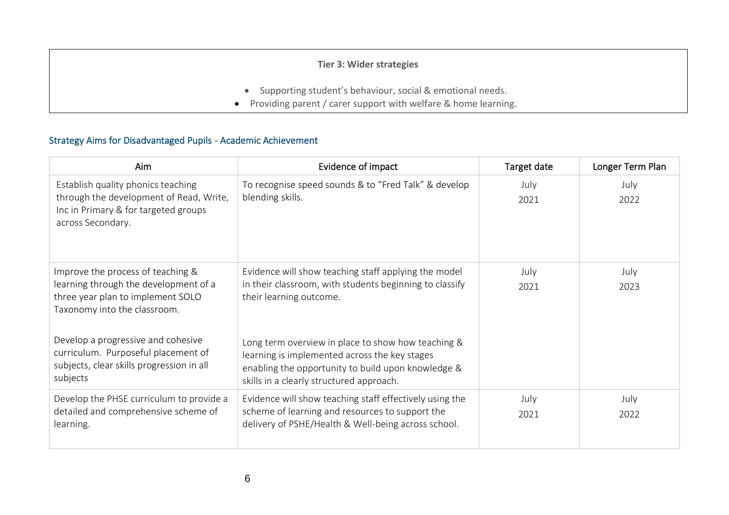**Tier 3: Wider strategies**

- Supporting student's behaviour, social & emotional needs.
- Providing parent / carer support with welfare & home learning.

## Strategy Aims for Disadvantaged Pupils - Academic Achievement

| Aim | Evidence of impact | Target date | Longer Term Plan |
|---|---|---|---|
| Establish quality phonics teaching through the development of Read, Write, Inc in Primary & for targeted groups across Secondary. | To recognise speed sounds & to "Fred Talk" & develop blending skills. | July 2021 | July 2022 |
| Improve the process of teaching & learning through the development of a three year plan to implement SOLO Taxonomy into the classroom.<br><br>Develop a progressive and cohesive curriculum. Purposeful placement of subjects, clear skills progression in all subjects | Evidence will show teaching staff applying the model in their classroom, with students beginning to classify their learning outcome.<br><br>Long term overview in place to show how teaching & learning is implemented across the key stages enabling the opportunity to build upon knowledge & skills in a clearly structured approach. | July 2021 | July 2023 |
| Develop the PHSE curriculum to provide a detailed and comprehensive scheme of learning. | Evidence will show teaching staff effectively using the scheme of learning and resources to support the delivery of PSHE/Health & Well-being across school. | July 2021 | July 2022 |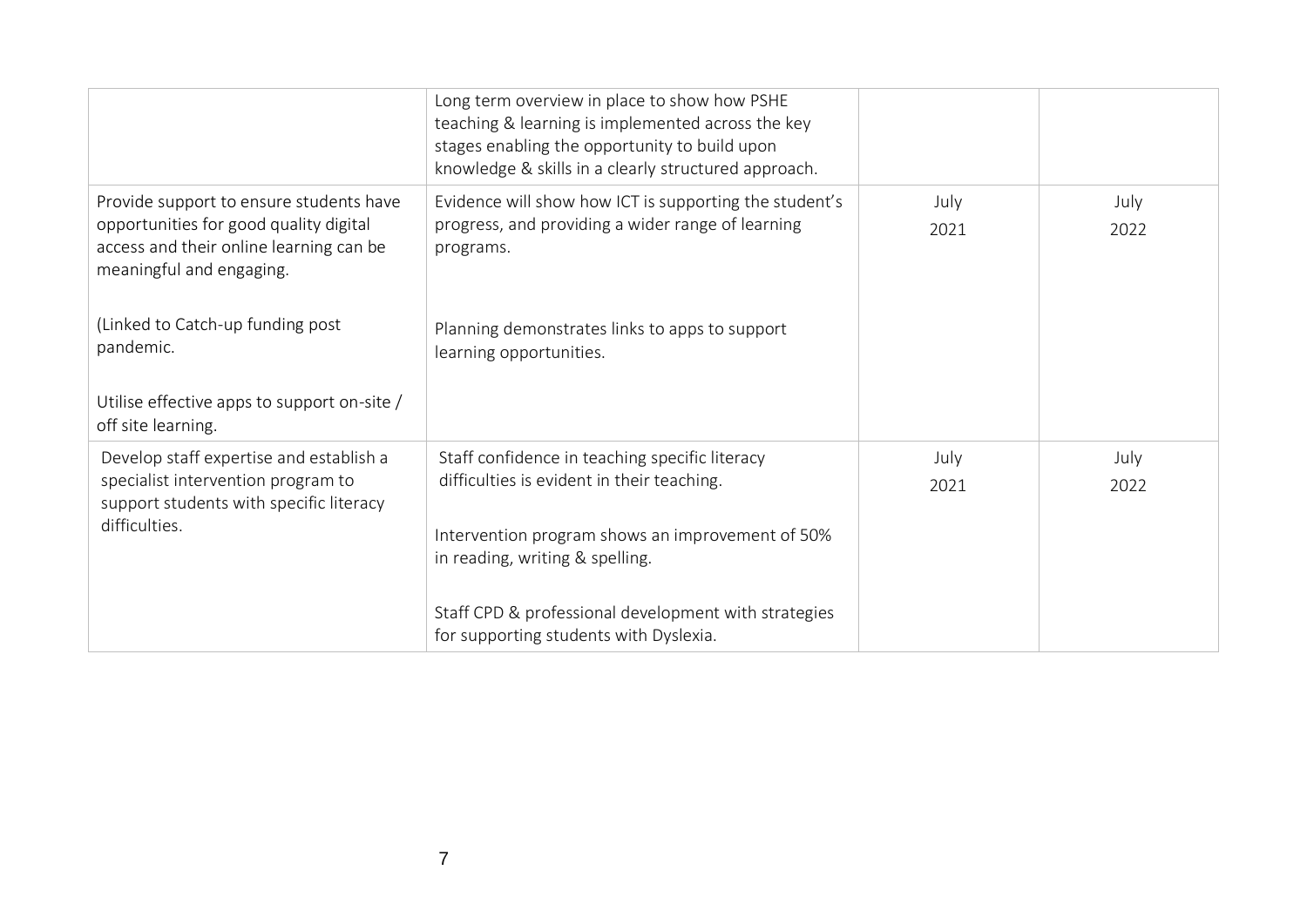| | | | |
|---|---|---|---|
| | Long term overview in place to show how PSHE teaching & learning is implemented across the key stages enabling the opportunity to build upon knowledge & skills in a clearly structured approach. | | |
| Provide support to ensure students have opportunities for good quality digital access and their online learning can be meaningful and engaging.<br><br>(Linked to Catch-up funding post pandemic.<br><br>Utilise effective apps to support on-site / off site learning. | Evidence will show how ICT is supporting the student's progress, and providing a wider range of learning programs.<br><br>Planning demonstrates links to apps to support learning opportunities. | July 2021 | July 2022 |
| Develop staff expertise and establish a specialist intervention program to support students with specific literacy difficulties. | Staff confidence in teaching specific literacy difficulties is evident in their teaching.<br><br>Intervention program shows an improvement of 50% in reading, writing & spelling.<br><br>Staff CPD & professional development with strategies for supporting students with Dyslexia. | July 2021 | July 2022 |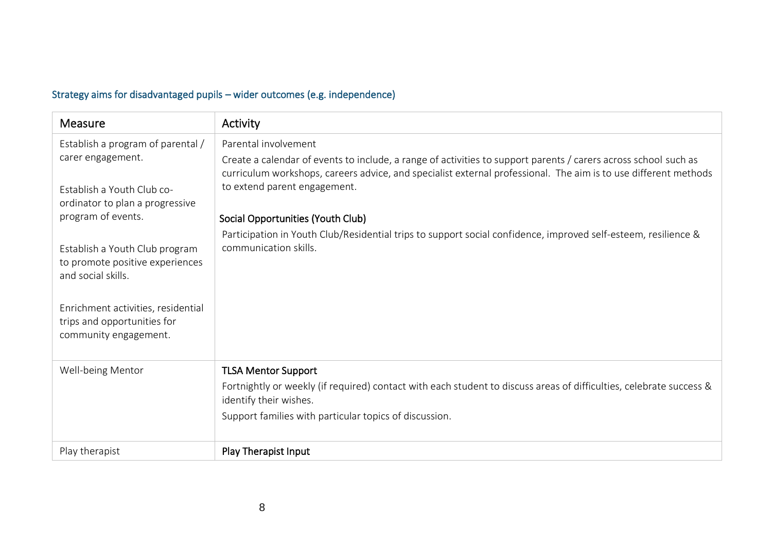### Strategy aims for disadvantaged pupils – wider outcomes (e.g. independence)

| Measure | Activity |
|---|---|
| Establish a program of parental / carer engagement.<br><br>Establish a Youth Club co-ordinator to plan a progressive program of events.<br><br>Establish a Youth Club program to promote positive experiences and social skills.<br><br>Enrichment activities, residential trips and opportunities for community engagement. | Parental involvement<br>Create a calendar of events to include, a range of activities to support parents / carers across school such as curriculum workshops, careers advice, and specialist external professional. The aim is to use different methods to extend parent engagement.<br><br>**Social Opportunities (Youth Club)**<br>Participation in Youth Club/Residential trips to support social confidence, improved self-esteem, resilience & communication skills. |
| Well-being Mentor | **TLSA Mentor Support**<br>Fortnightly or weekly (if required) contact with each student to discuss areas of difficulties, celebrate success & identify their wishes.<br>Support families with particular topics of discussion. |
| Play therapist | **Play Therapist Input** |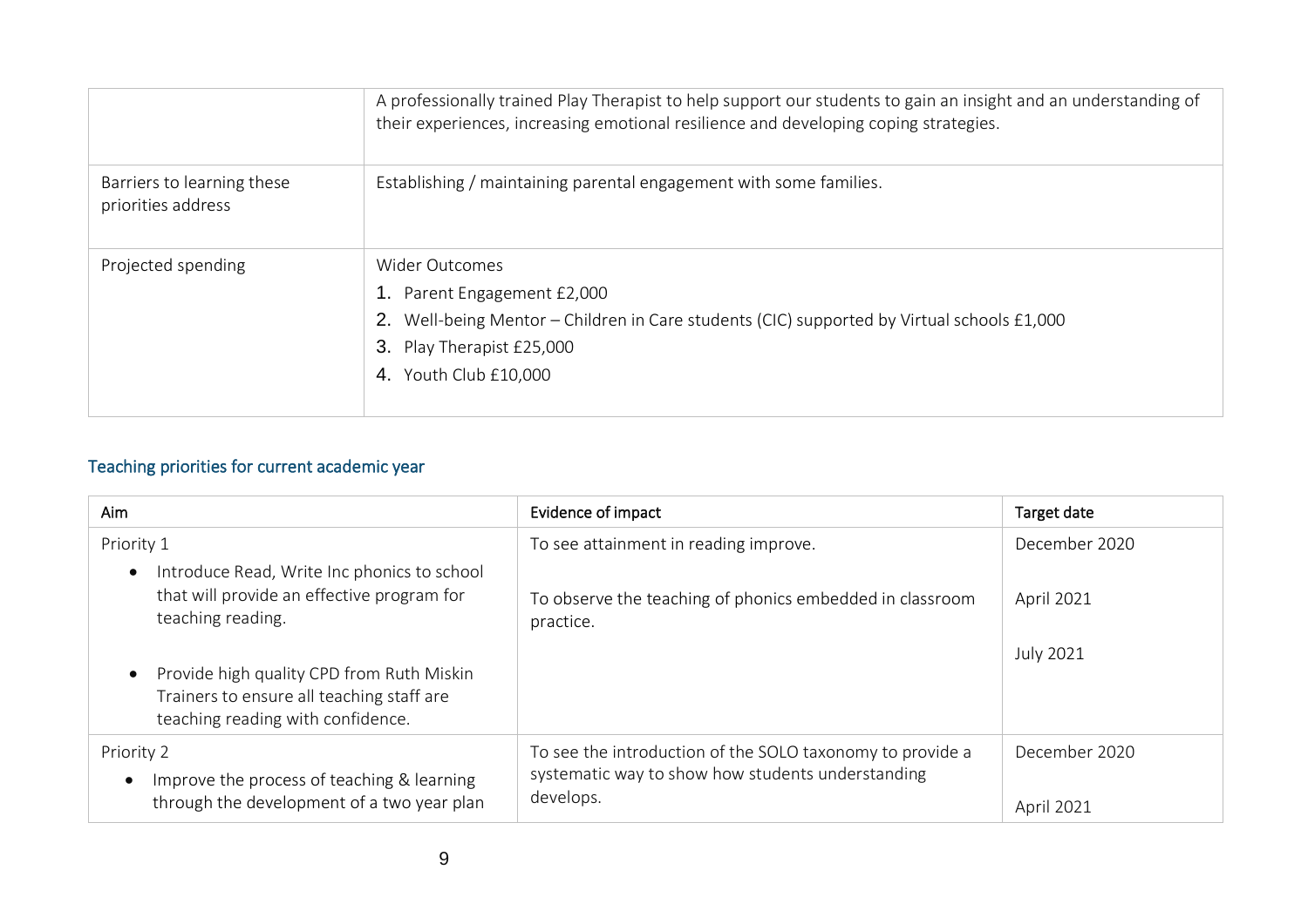| | |
|---|---|
| | A professionally trained Play Therapist to help support our students to gain an insight and an understanding of their experiences, increasing emotional resilience and developing coping strategies. |
| Barriers to learning these priorities address | Establishing / maintaining parental engagement with some families. |
| Projected spending | Wider Outcomes<br>1. Parent Engagement £2,000<br>2. Well-being Mentor – Children in Care students (CIC) supported by Virtual schools £1,000<br>3. Play Therapist £25,000<br>4. Youth Club £10,000 |

## Teaching priorities for current academic year

| Aim | Evidence of impact | Target date |
|---|---|---|
| Priority 1<br>• Introduce Read, Write Inc phonics to school that will provide an effective program for teaching reading.<br>• Provide high quality CPD from Ruth Miskin Trainers to ensure all teaching staff are teaching reading with confidence. | To see attainment in reading improve.<br>To observe the teaching of phonics embedded in classroom practice. | December 2020<br>April 2021<br>July 2021 |
| Priority 2<br>• Improve the process of teaching & learning through the development of a two year plan | To see the introduction of the SOLO taxonomy to provide a systematic way to show how students understanding develops. | December 2020<br>April 2021 |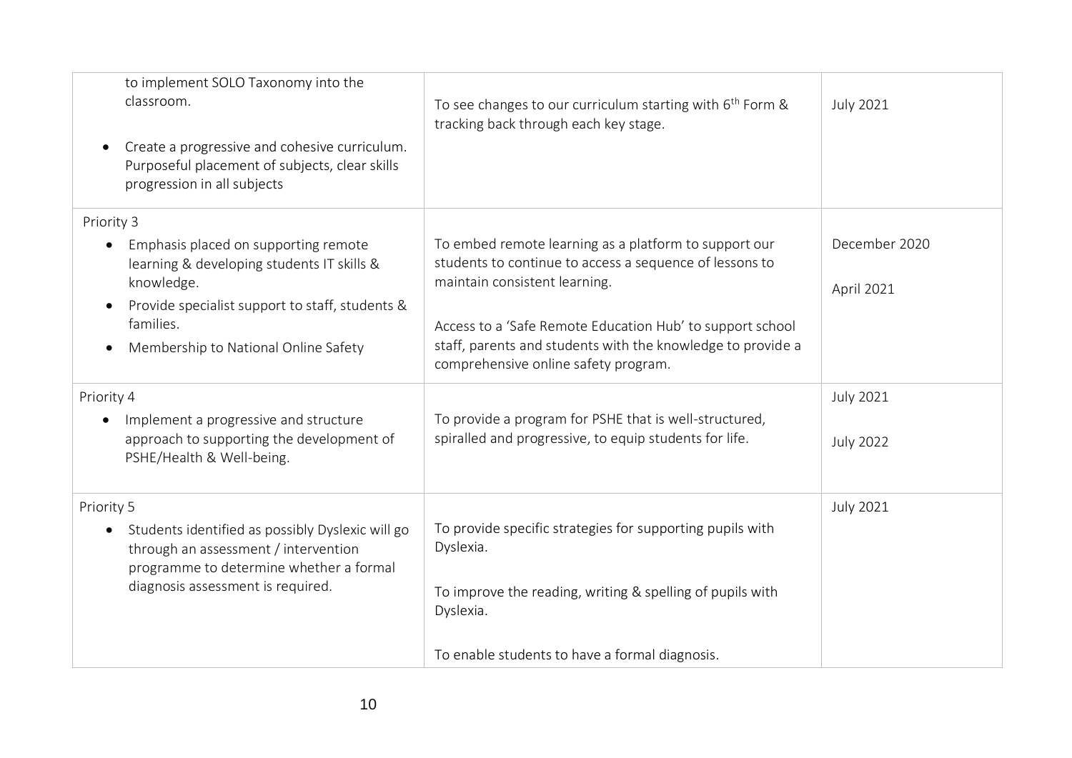| | | |
|---|---|---|
| to implement SOLO Taxonomy into the classroom.<br><br>• Create a progressive and cohesive curriculum. Purposeful placement of subjects, clear skills progression in all subjects | To see changes to our curriculum starting with 6th Form & tracking back through each key stage. | July 2021 |
| Priority 3<br>• Emphasis placed on supporting remote learning & developing students IT skills & knowledge.<br>• Provide specialist support to staff, students & families.<br>• Membership to National Online Safety | To embed remote learning as a platform to support our students to continue to access a sequence of lessons to maintain consistent learning.<br><br>Access to a 'Safe Remote Education Hub' to support school staff, parents and students with the knowledge to provide a comprehensive online safety program. | December 2020<br><br>April 2021 |
| Priority 4<br>• Implement a progressive and structure approach to supporting the development of PSHE/Health & Well-being. | To provide a program for PSHE that is well-structured, spiralled and progressive, to equip students for life. | July 2021<br><br>July 2022 |
| Priority 5<br>• Students identified as possibly Dyslexic will go through an assessment / intervention programme to determine whether a formal diagnosis assessment is required. | To provide specific strategies for supporting pupils with Dyslexia.<br><br>To improve the reading, writing & spelling of pupils with Dyslexia.<br><br>To enable students to have a formal diagnosis. | July 2021 |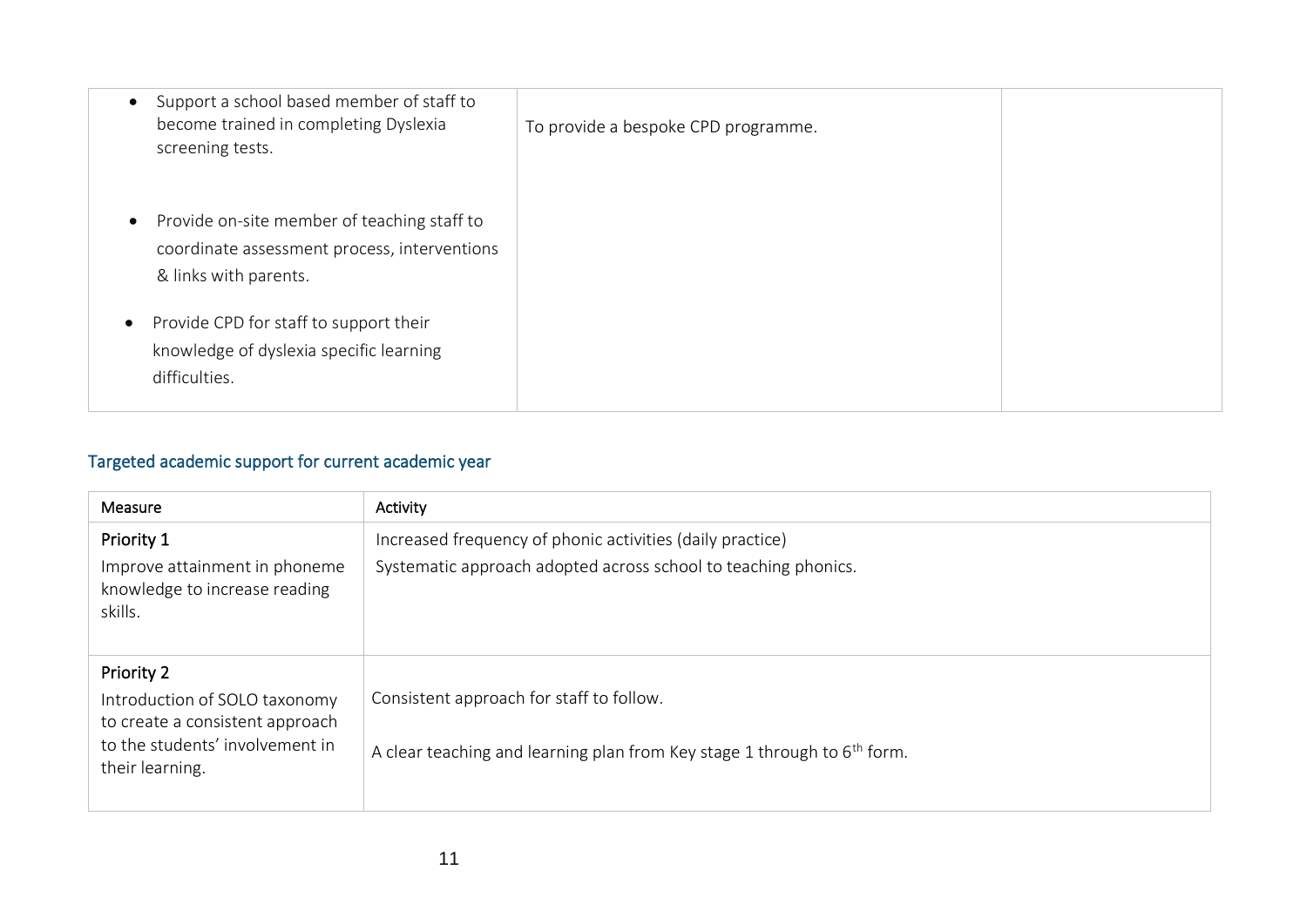| | | |
|---|---|---|
| • Support a school based member of staff to become trained in completing Dyslexia screening tests.<br><br>• Provide on-site member of teaching staff to coordinate assessment process, interventions & links with parents.<br><br>• Provide CPD for staff to support their knowledge of dyslexia specific learning difficulties. | To provide a bespoke CPD programme. | |

## Targeted academic support for current academic year

| Measure | Activity |
|---|---|
| **Priority 1**<br>Improve attainment in phoneme knowledge to increase reading skills. | Increased frequency of phonic activities (daily practice)<br>Systematic approach adopted across school to teaching phonics. |
| **Priority 2**<br>Introduction of SOLO taxonomy to create a consistent approach to the students' involvement in their learning. | Consistent approach for staff to follow.<br><br>A clear teaching and learning plan from Key stage 1 through to 6th form. |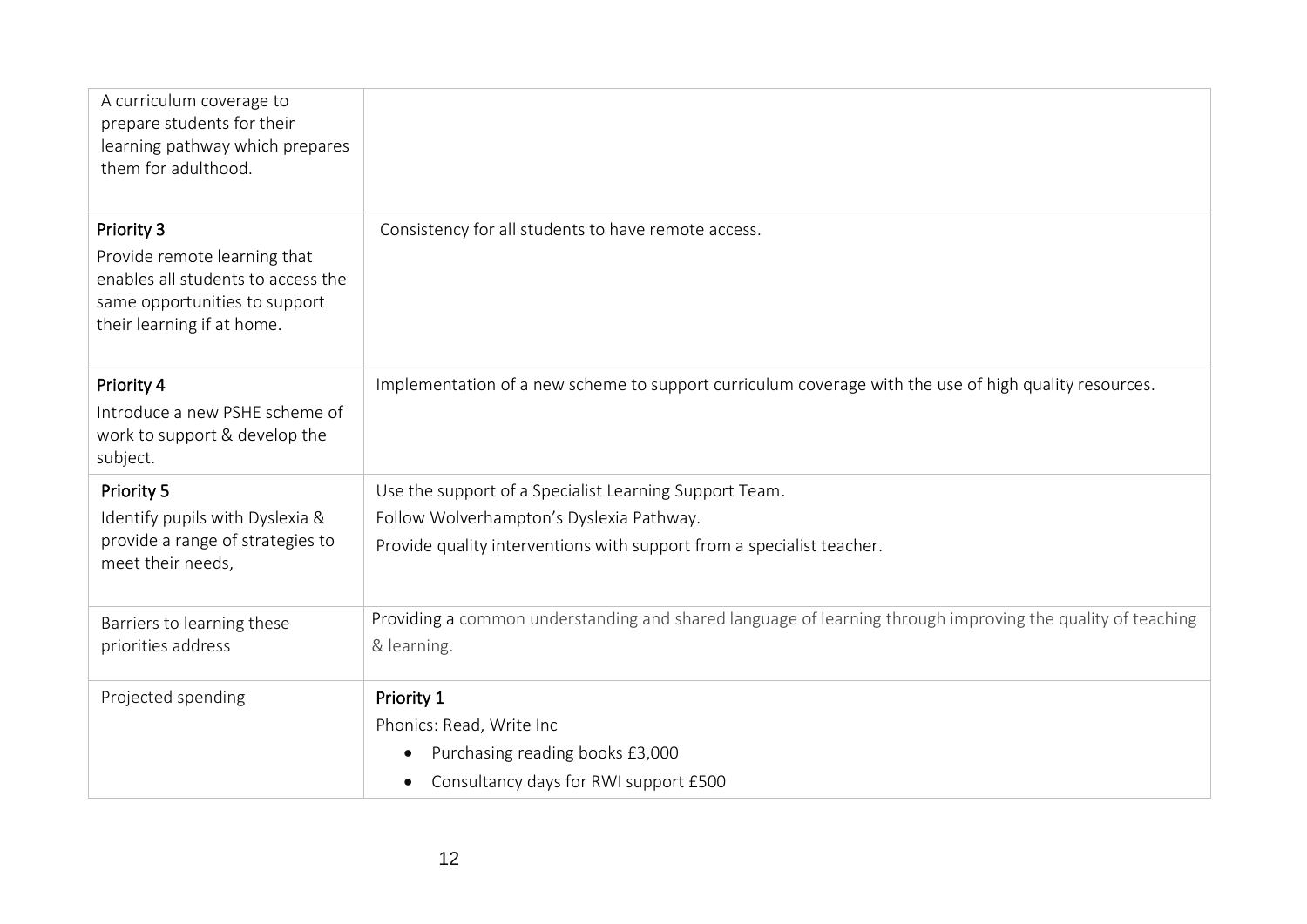| | |
|---|---|
| A curriculum coverage to prepare students for their learning pathway which prepares them for adulthood. | |
| Priority 3<br>Provide remote learning that enables all students to access the same opportunities to support their learning if at home. | Consistency for all students to have remote access. |
| Priority 4<br>Introduce a new PSHE scheme of work to support & develop the subject. | Implementation of a new scheme to support curriculum coverage with the use of high quality resources. |
| Priority 5<br>Identify pupils with Dyslexia & provide a range of strategies to meet their needs, | Use the support of a Specialist Learning Support Team.<br>Follow Wolverhampton's Dyslexia Pathway.<br>Provide quality interventions with support from a specialist teacher. |
| Barriers to learning these priorities address | Providing a common understanding and shared language of learning through improving the quality of teaching & learning. |
| Projected spending | Priority 1<br>Phonics: Read, Write Inc<br>• Purchasing reading books £3,000<br>• Consultancy days for RWI support £500 |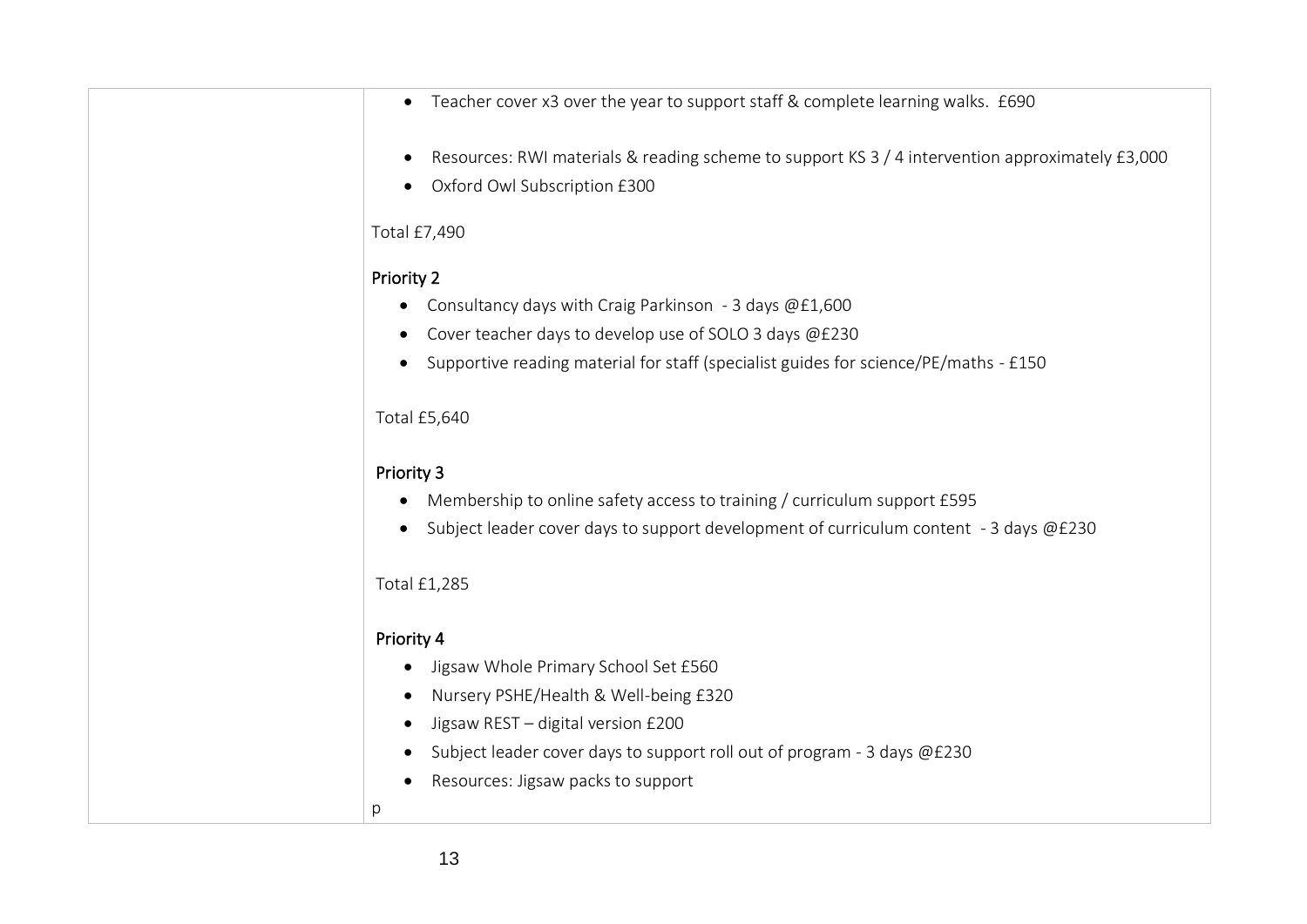| | |
|---|---|
| | • Teacher cover x3 over the year to support staff & complete learning walks. £690<br><br>• Resources: RWI materials & reading scheme to support KS 3 / 4 intervention approximately £3,000<br>• Oxford Owl Subscription £300<br><br>Total £7,490<br><br>**Priority 2**<br>• Consultancy days with Craig Parkinson - 3 days @£1,600<br>• Cover teacher days to develop use of SOLO 3 days @£230<br>• Supportive reading material for staff (specialist guides for science/PE/maths - £150<br><br>Total £5,640<br><br>**Priority 3**<br>• Membership to online safety access to training / curriculum support £595<br>• Subject leader cover days to support development of curriculum content - 3 days @£230<br><br>Total £1,285<br><br>**Priority 4**<br>• Jigsaw Whole Primary School Set £560<br>• Nursery PSHE/Health & Well-being £320<br>• Jigsaw REST – digital version £200<br>• Subject leader cover days to support roll out of program - 3 days @£230<br>• Resources: Jigsaw packs to support<br><br>p |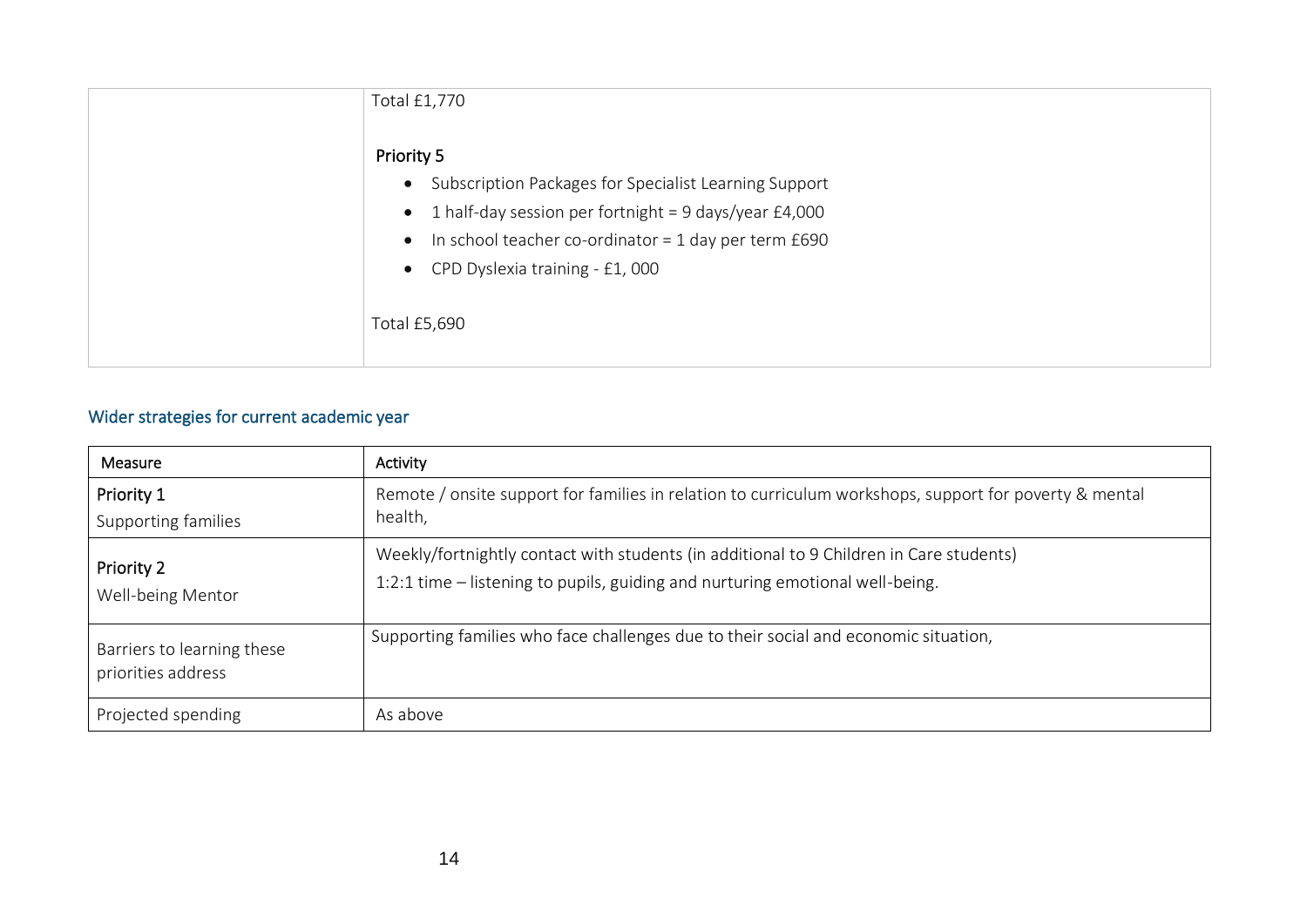|  | Total £1,770<br><br>**Priority 5**<br>• Subscription Packages for Specialist Learning Support<br>• 1 half-day session per fortnight = 9 days/year £4,000<br>• In school teacher co-ordinator = 1 day per term £690<br>• CPD Dyslexia training - £1, 000<br><br>Total £5,690 |
|---|---|

## Wider strategies for current academic year

| Measure | Activity |
|---|---|
| **Priority 1**<br>Supporting families | Remote / onsite support for families in relation to curriculum workshops, support for poverty & mental health, |
| **Priority 2**<br>Well-being Mentor | Weekly/fortnightly contact with students (in additional to 9 Children in Care students)<br>1:2:1 time – listening to pupils, guiding and nurturing emotional well-being. |
| Barriers to learning these priorities address | Supporting families who face challenges due to their social and economic situation, |
| Projected spending | As above |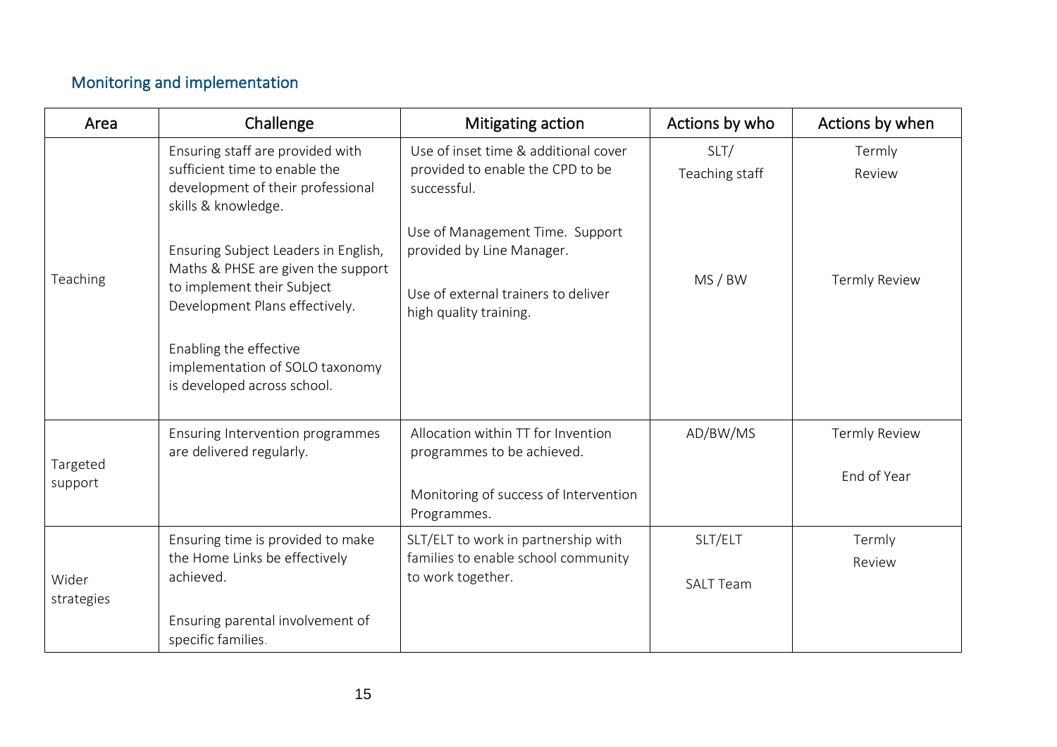## Monitoring and implementation

| Area | Challenge | Mitigating action | Actions by who | Actions by when |
|---|---|---|---|---|
| Teaching | Ensuring staff are provided with sufficient time to enable the development of their professional skills & knowledge.<br><br>Ensuring Subject Leaders in English, Maths & PHSE are given the support to implement their Subject Development Plans effectively.<br><br>Enabling the effective implementation of SOLO taxonomy is developed across school. | Use of inset time & additional cover provided to enable the CPD to be successful.<br><br>Use of Management Time. Support provided by Line Manager.<br><br>Use of external trainers to deliver high quality training. | SLT/ Teaching staff<br><br>MS / BW | Termly Review<br><br>Termly Review |
| Targeted support | Ensuring Intervention programmes are delivered regularly. | Allocation within TT for Invention programmes to be achieved.<br><br>Monitoring of success of Intervention Programmes. | AD/BW/MS | Termly Review<br><br>End of Year |
| Wider strategies | Ensuring time is provided to make the Home Links be effectively achieved.<br><br>Ensuring parental involvement of specific families. | SLT/ELT to work in partnership with families to enable school community to work together. | SLT/ELT<br><br>SALT Team | Termly Review |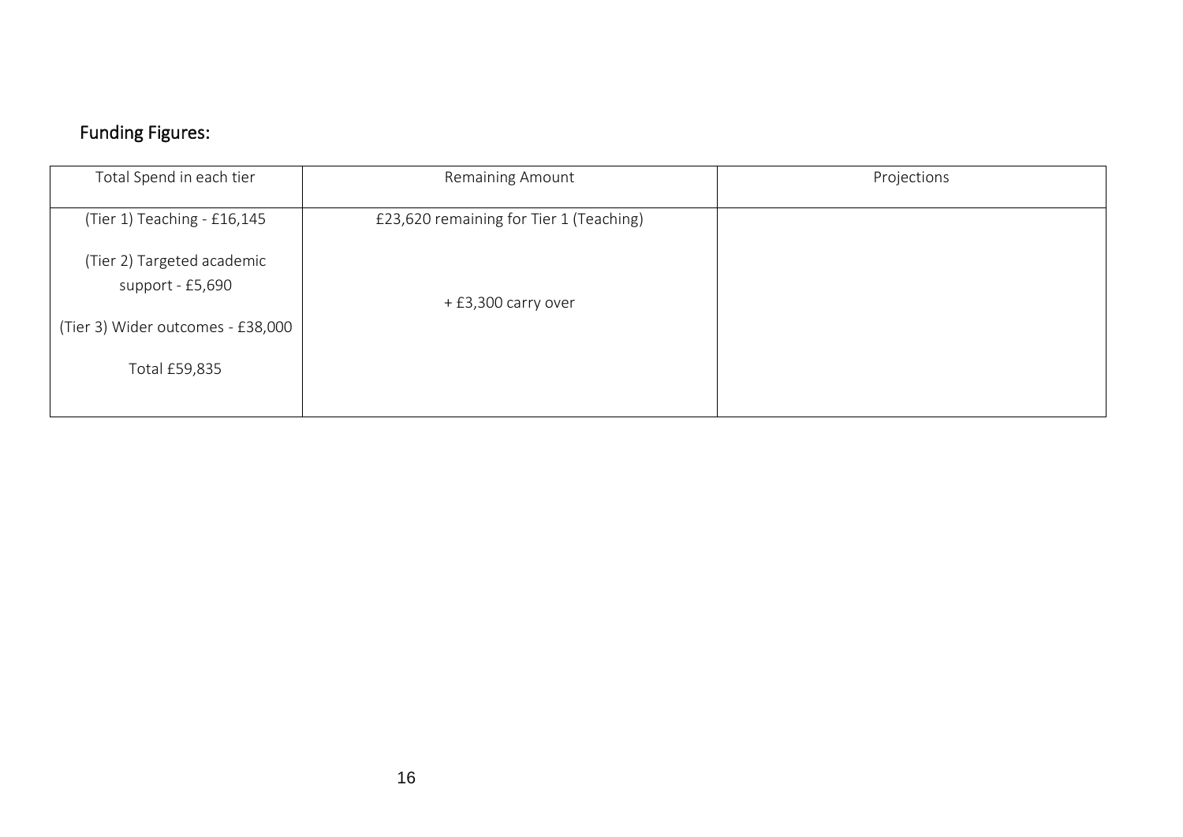## Funding Figures:

| Total Spend in each tier | Remaining Amount | Projections |
|---|---|---|
| (Tier 1) Teaching - £16,145<br><br>(Tier 2) Targeted academic support - £5,690<br><br>(Tier 3) Wider outcomes - £38,000<br><br>Total £59,835 | £23,620 remaining for Tier 1 (Teaching)<br><br>+ £3,300 carry over | |